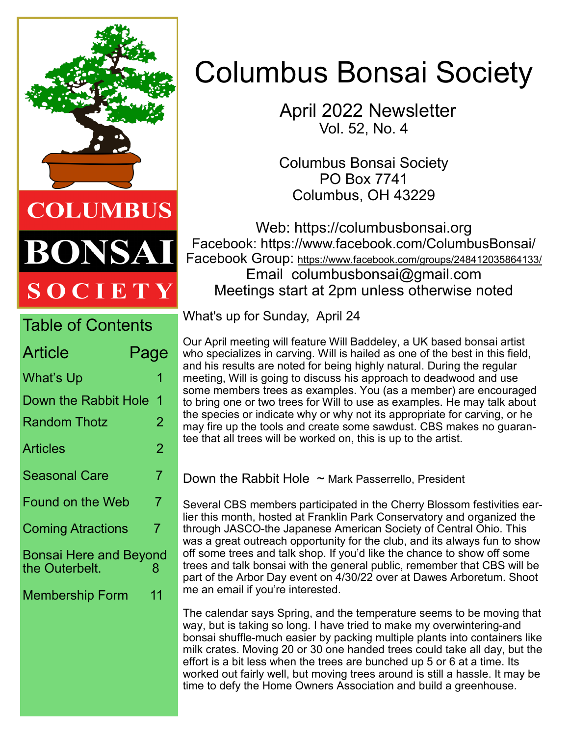COLUMBUS BONSAI SOCIETY

# Columbus Bonsai Society

April 2022 Newsletter
Vol. 52, No. 4

Columbus Bonsai Society
PO Box 7741
Columbus, OH 43229

Web: https://columbusbonsai.org
Facebook: https://www.facebook.com/ColumbusBonsai/
Facebook Group: https://www.facebook.com/groups/248412035864133/
Email columbusbonsai@gmail.com
Meetings start at 2pm unless otherwise noted

## Table of Contents

| Article | Page |
|---|---|
| What's Up | 1 |
| Down the Rabbit Hole | 1 |
| Random Thotz | 2 |
| Articles | 2 |
| Seasonal Care | 7 |
| Found on the Web | 7 |
| Coming Atractions | 7 |
| Bonsai Here and Beyond the Outerbelt. | 8 |
| Membership Form | 11 |

## What's up for Sunday, April 24

Our April meeting will feature Will Baddeley, a UK based bonsai artist who specializes in carving. Will is hailed as one of the best in this field, and his results are noted for being highly natural. During the regular meeting, Will is going to discuss his approach to deadwood and use some members trees as examples. You (as a member) are encouraged to bring one or two trees for Will to use as examples. He may talk about the species or indicate why or why not its appropriate for carving, or he may fire up the tools and create some sawdust. CBS makes no guarantee that all trees will be worked on, this is up to the artist.

## Down the Rabbit Hole ~ Mark Passerrello, President

Several CBS members participated in the Cherry Blossom festivities earlier this month, hosted at Franklin Park Conservatory and organized the through JASCO-the Japanese American Society of Central Ohio. This was a great outreach opportunity for the club, and its always fun to show off some trees and talk shop. If you'd like the chance to show off some trees and talk bonsai with the general public, remember that CBS will be part of the Arbor Day event on 4/30/22 over at Dawes Arboretum. Shoot me an email if you're interested.

The calendar says Spring, and the temperature seems to be moving that way, but is taking so long. I have tried to make my overwintering-and bonsai shuffle-much easier by packing multiple plants into containers like milk crates. Moving 20 or 30 one handed trees could take all day, but the effort is a bit less when the trees are bunched up 5 or 6 at a time. Its worked out fairly well, but moving trees around is still a hassle. It may be time to defy the Home Owners Association and build a greenhouse.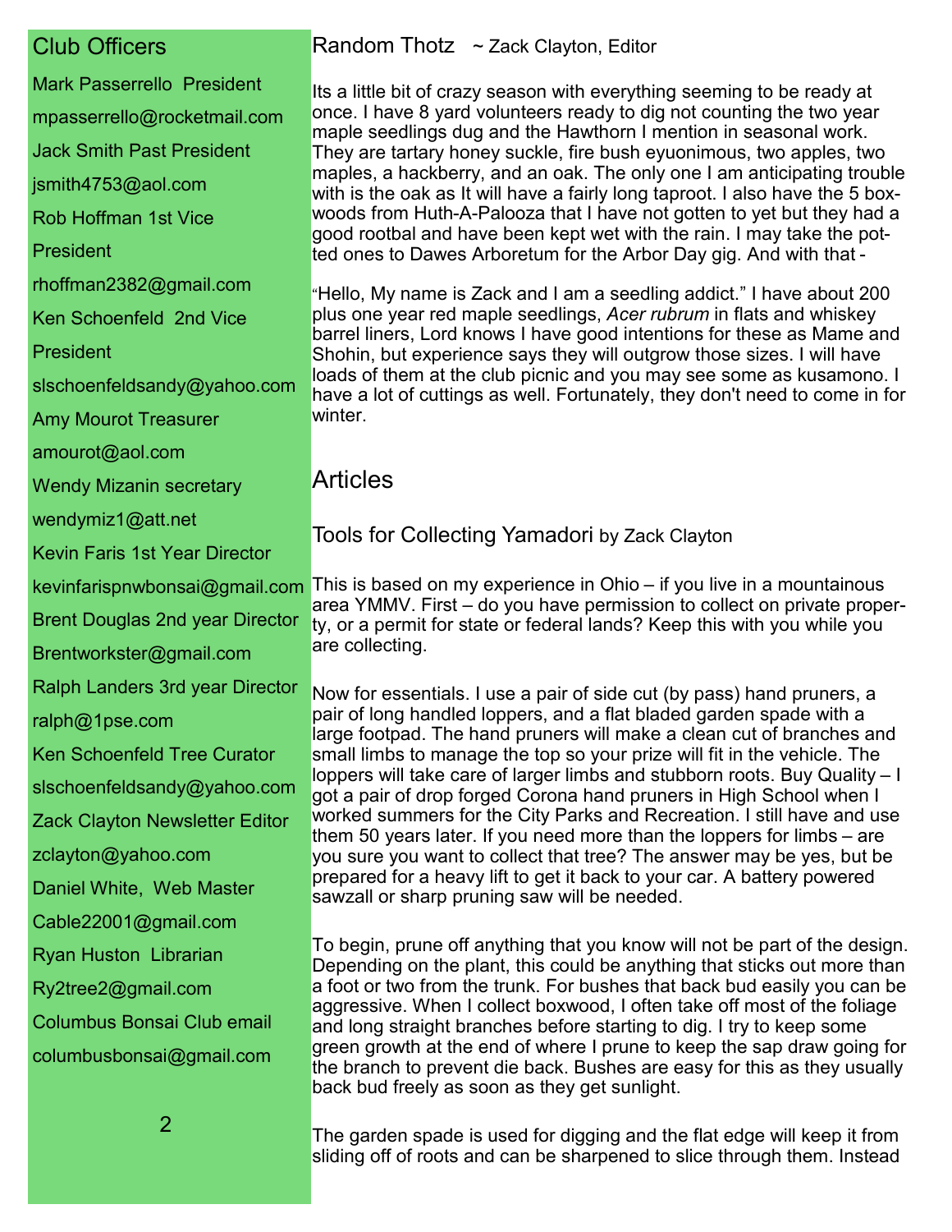## Club Officers

Mark Passerrello President
mpasserrello@rocketmail.com
Jack Smith Past President
jsmith4753@aol.com
Rob Hoffman 1st Vice President
rhoffman2382@gmail.com
Ken Schoenfeld 2nd Vice President
slschoenfeldsandy@yahoo.com
Amy Mourot Treasurer
amourot@aol.com
Wendy Mizanin secretary
wendymiz1@att.net
Kevin Faris 1st Year Director
kevinfarispnwbonsai@gmail.com
Brent Douglas 2nd year Director
Brentworkster@gmail.com
Ralph Landers 3rd year Director
ralph@1pse.com
Ken Schoenfeld Tree Curator
slschoenfeldsandy@yahoo.com
Zack Clayton Newsletter Editor
zclayton@yahoo.com
Daniel White, Web Master
Cable22001@gmail.com
Ryan Huston Librarian
Ry2tree2@gmail.com
Columbus Bonsai Club email
columbusbonsai@gmail.com

## Random Thotz ~ Zack Clayton, Editor

Its a little bit of crazy season with everything seeming to be ready at once. I have 8 yard volunteers ready to dig not counting the two year maple seedlings dug and the Hawthorn I mention in seasonal work. They are tartary honey suckle, fire bush eyuonimous, two apples, two maples, a hackberry, and an oak. The only one I am anticipating trouble with is the oak as It will have a fairly long taproot. I also have the 5 boxwoods from Huth-A-Palooza that I have not gotten to yet but they had a good rootbal and have been kept wet with the rain. I may take the potted ones to Dawes Arboretum for the Arbor Day gig. And with that -

"Hello, My name is Zack and I am a seedling addict." I have about 200 plus one year red maple seedlings, *Acer rubrum* in flats and whiskey barrel liners, Lord knows I have good intentions for these as Mame and Shohin, but experience says they will outgrow those sizes. I will have loads of them at the club picnic and you may see some as kusamono. I have a lot of cuttings as well. Fortunately, they don't need to come in for winter.

## Articles

### Tools for Collecting Yamadori by Zack Clayton

This is based on my experience in Ohio – if you live in a mountainous area YMMV. First – do you have permission to collect on private property, or a permit for state or federal lands? Keep this with you while you are collecting.

Now for essentials. I use a pair of side cut (by pass) hand pruners, a pair of long handled loppers, and a flat bladed garden spade with a large footpad. The hand pruners will make a clean cut of branches and small limbs to manage the top so your prize will fit in the vehicle. The loppers will take care of larger limbs and stubborn roots. Buy Quality – I got a pair of drop forged Corona hand pruners in High School when I worked summers for the City Parks and Recreation. I still have and use them 50 years later. If you need more than the loppers for limbs – are you sure you want to collect that tree? The answer may be yes, but be prepared for a heavy lift to get it back to your car. A battery powered sawzall or sharp pruning saw will be needed.

To begin, prune off anything that you know will not be part of the design. Depending on the plant, this could be anything that sticks out more than a foot or two from the trunk. For bushes that back bud easily you can be aggressive. When I collect boxwood, I often take off most of the foliage and long straight branches before starting to dig. I try to keep some green growth at the end of where I prune to keep the sap draw going for the branch to prevent die back. Bushes are easy for this as they usually back bud freely as soon as they get sunlight.

The garden spade is used for digging and the flat edge will keep it from sliding off of roots and can be sharpened to slice through them. Instead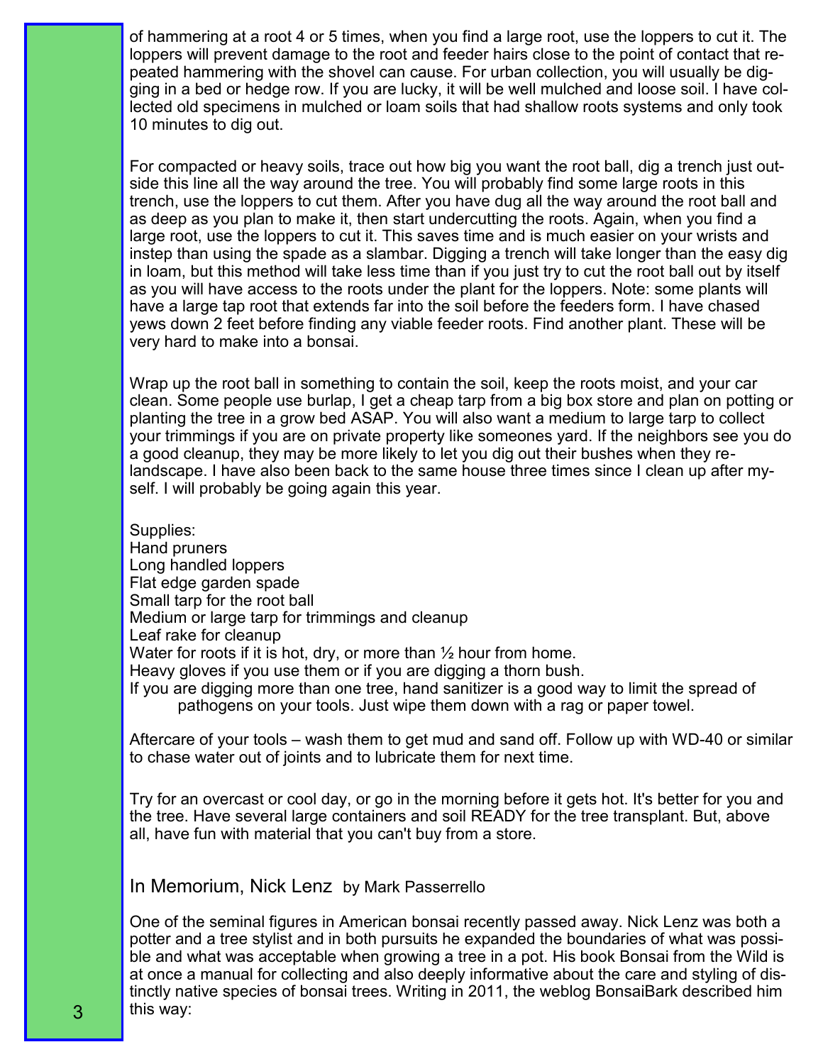of hammering at a root 4 or 5 times, when you find a large root, use the loppers to cut it. The loppers will prevent damage to the root and feeder hairs close to the point of contact that repeated hammering with the shovel can cause. For urban collection, you will usually be digging in a bed or hedge row. If you are lucky, it will be well mulched and loose soil. I have collected old specimens in mulched or loam soils that had shallow roots systems and only took 10 minutes to dig out.

For compacted or heavy soils, trace out how big you want the root ball, dig a trench just outside this line all the way around the tree. You will probably find some large roots in this trench, use the loppers to cut them. After you have dug all the way around the root ball and as deep as you plan to make it, then start undercutting the roots. Again, when you find a large root, use the loppers to cut it. This saves time and is much easier on your wrists and instep than using the spade as a slambar. Digging a trench will take longer than the easy dig in loam, but this method will take less time than if you just try to cut the root ball out by itself as you will have access to the roots under the plant for the loppers. Note: some plants will have a large tap root that extends far into the soil before the feeders form. I have chased yews down 2 feet before finding any viable feeder roots. Find another plant. These will be very hard to make into a bonsai.

Wrap up the root ball in something to contain the soil, keep the roots moist, and your car clean. Some people use burlap, I get a cheap tarp from a big box store and plan on potting or planting the tree in a grow bed ASAP. You will also want a medium to large tarp to collect your trimmings if you are on private property like someones yard. If the neighbors see you do a good cleanup, they may be more likely to let you dig out their bushes when they re-landscape. I have also been back to the same house three times since I clean up after myself. I will probably be going again this year.

Supplies:
Hand pruners
Long handled loppers
Flat edge garden spade
Small tarp for the root ball
Medium or large tarp for trimmings and cleanup
Leaf rake for cleanup
Water for roots if it is hot, dry, or more than ½ hour from home.
Heavy gloves if you use them or if you are digging a thorn bush.
If you are digging more than one tree, hand sanitizer is a good way to limit the spread of pathogens on your tools. Just wipe them down with a rag or paper towel.

Aftercare of your tools – wash them to get mud and sand off. Follow up with WD-40 or similar to chase water out of joints and to lubricate them for next time.

Try for an overcast or cool day, or go in the morning before it gets hot. It's better for you and the tree. Have several large containers and soil READY for the tree transplant. But, above all, have fun with material that you can't buy from a store.

## In Memorium, Nick Lenz by Mark Passerrello

One of the seminal figures in American bonsai recently passed away. Nick Lenz was both a potter and a tree stylist and in both pursuits he expanded the boundaries of what was possible and what was acceptable when growing a tree in a pot. His book Bonsai from the Wild is at once a manual for collecting and also deeply informative about the care and styling of distinctly native species of bonsai trees. Writing in 2011, the weblog BonsaiBark described him this way: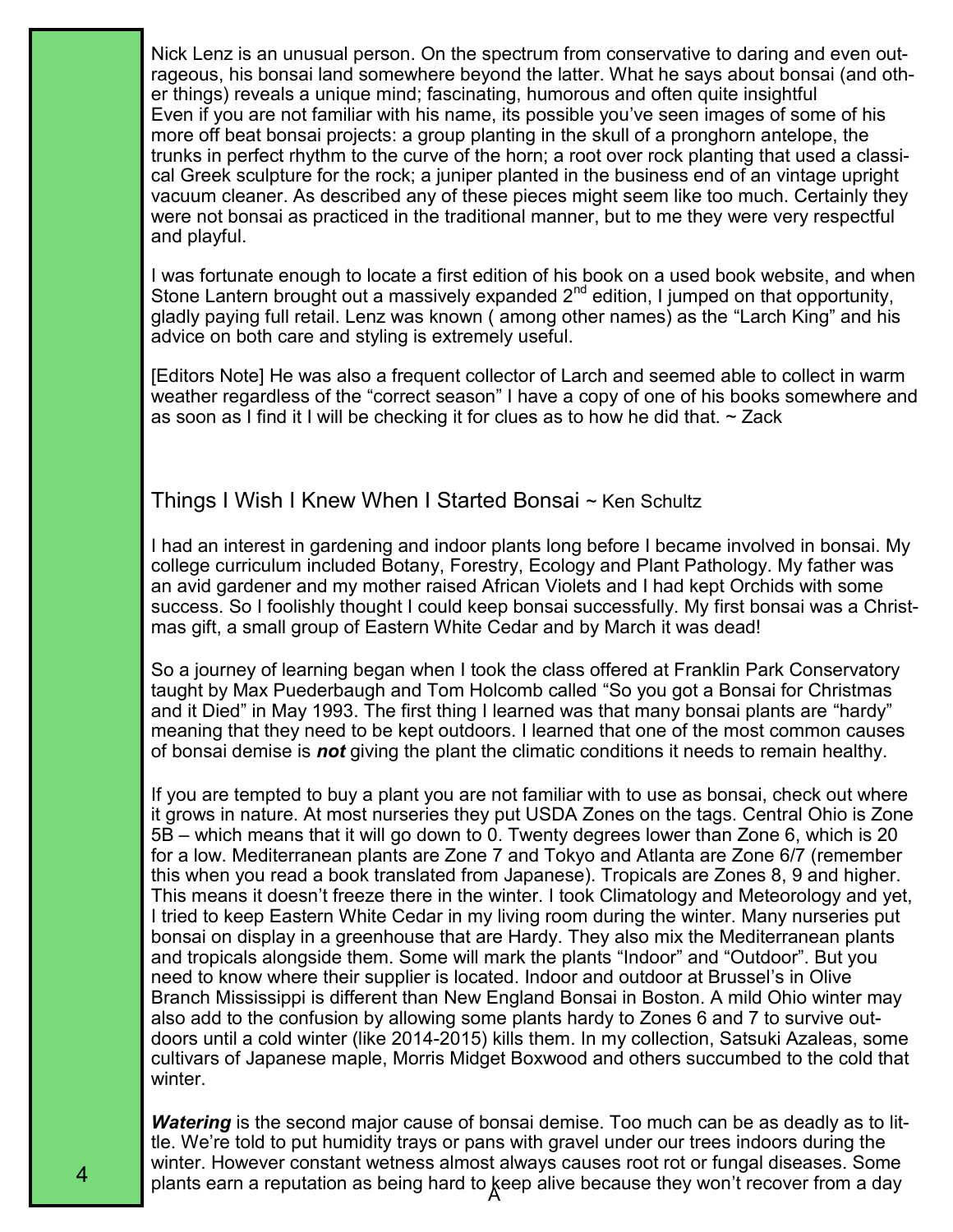Nick Lenz is an unusual person. On the spectrum from conservative to daring and even outrageous, his bonsai land somewhere beyond the latter. What he says about bonsai (and other things) reveals a unique mind; fascinating, humorous and often quite insightful
Even if you are not familiar with his name, its possible you've seen images of some of his more off beat bonsai projects: a group planting in the skull of a pronghorn antelope, the trunks in perfect rhythm to the curve of the horn; a root over rock planting that used a classical Greek sculpture for the rock; a juniper planted in the business end of an vintage upright vacuum cleaner. As described any of these pieces might seem like too much. Certainly they were not bonsai as practiced in the traditional manner, but to me they were very respectful and playful.

I was fortunate enough to locate a first edition of his book on a used book website, and when Stone Lantern brought out a massively expanded 2nd edition, I jumped on that opportunity, gladly paying full retail. Lenz was known ( among other names) as the "Larch King" and his advice on both care and styling is extremely useful.

[Editors Note] He was also a frequent collector of Larch and seemed able to collect in warm weather regardless of the "correct season" I have a copy of one of his books somewhere and as soon as I find it I will be checking it for clues as to how he did that. ~ Zack

## Things I Wish I Knew When I Started Bonsai ~ Ken Schultz

I had an interest in gardening and indoor plants long before I became involved in bonsai. My college curriculum included Botany, Forestry, Ecology and Plant Pathology. My father was an avid gardener and my mother raised African Violets and I had kept Orchids with some success. So I foolishly thought I could keep bonsai successfully. My first bonsai was a Christmas gift, a small group of Eastern White Cedar and by March it was dead!

So a journey of learning began when I took the class offered at Franklin Park Conservatory taught by Max Puederbaugh and Tom Holcomb called "So you got a Bonsai for Christmas and it Died" in May 1993. The first thing I learned was that many bonsai plants are "hardy" meaning that they need to be kept outdoors. I learned that one of the most common causes of bonsai demise is ***not*** giving the plant the climatic conditions it needs to remain healthy.

If you are tempted to buy a plant you are not familiar with to use as bonsai, check out where it grows in nature. At most nurseries they put USDA Zones on the tags. Central Ohio is Zone 5B – which means that it will go down to 0. Twenty degrees lower than Zone 6, which is 20 for a low. Mediterranean plants are Zone 7 and Tokyo and Atlanta are Zone 6/7 (remember this when you read a book translated from Japanese). Tropicals are Zones 8, 9 and higher. This means it doesn't freeze there in the winter. I took Climatology and Meteorology and yet, I tried to keep Eastern White Cedar in my living room during the winter. Many nurseries put bonsai on display in a greenhouse that are Hardy. They also mix the Mediterranean plants and tropicals alongside them. Some will mark the plants "Indoor" and "Outdoor". But you need to know where their supplier is located. Indoor and outdoor at Brussel's in Olive Branch Mississippi is different than New England Bonsai in Boston. A mild Ohio winter may also add to the confusion by allowing some plants hardy to Zones 6 and 7 to survive outdoors until a cold winter (like 2014-2015) kills them. In my collection, Satsuki Azaleas, some cultivars of Japanese maple, Morris Midget Boxwood and others succumbed to the cold that winter.

***Watering*** is the second major cause of bonsai demise. Too much can be as deadly as to little. We're told to put humidity trays or pans with gravel under our trees indoors during the winter. However constant wetness almost always causes root rot or fungal diseases. Some plants earn a reputation as being hard to keep alive because they won't recover from a day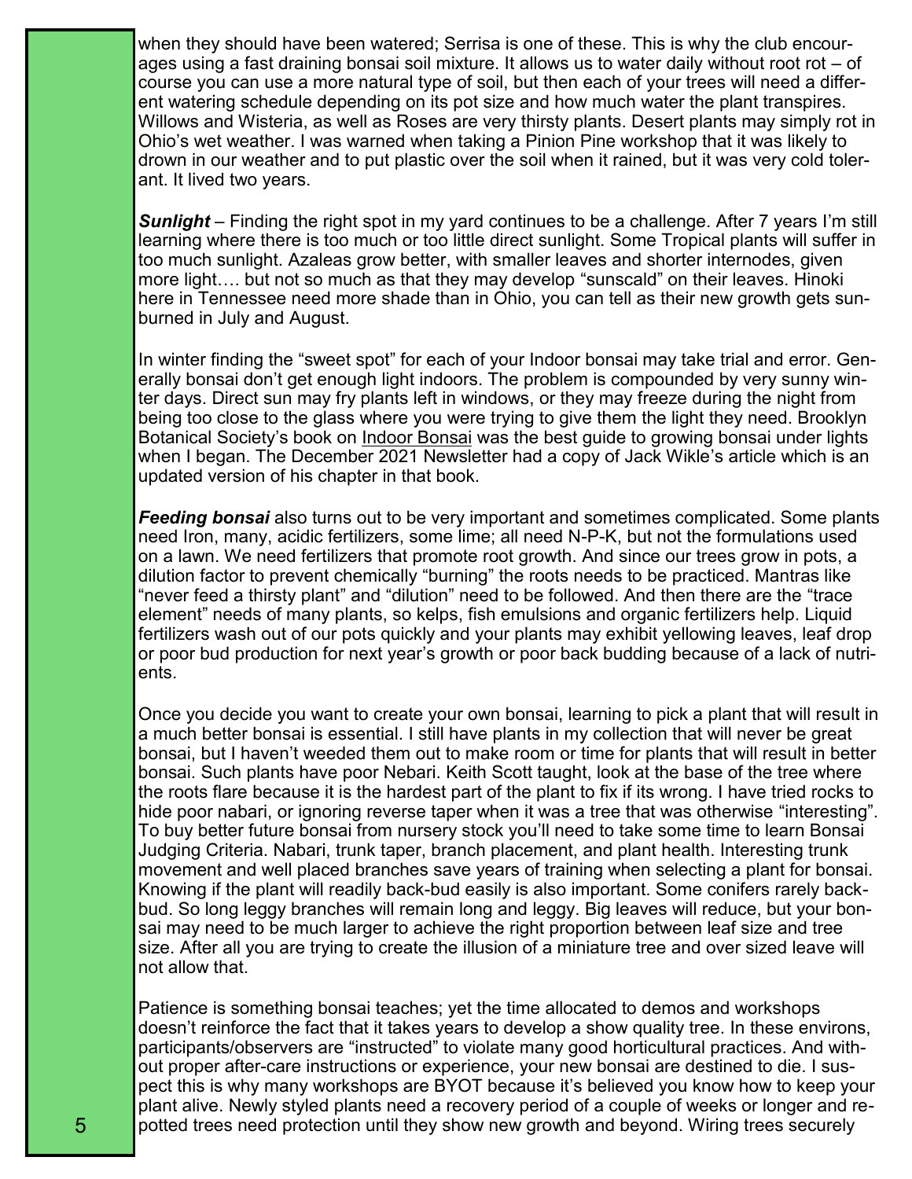when they should have been watered; Serrisa is one of these. This is why the club encourages using a fast draining bonsai soil mixture. It allows us to water daily without root rot – of course you can use a more natural type of soil, but then each of your trees will need a different watering schedule depending on its pot size and how much water the plant transpires. Willows and Wisteria, as well as Roses are very thirsty plants. Desert plants may simply rot in Ohio's wet weather. I was warned when taking a Pinion Pine workshop that it was likely to drown in our weather and to put plastic over the soil when it rained, but it was very cold tolerant. It lived two years.

***Sunlight*** – Finding the right spot in my yard continues to be a challenge. After 7 years I'm still learning where there is too much or too little direct sunlight. Some Tropical plants will suffer in too much sunlight. Azaleas grow better, with smaller leaves and shorter internodes, given more light…. but not so much as that they may develop "sunscald" on their leaves. Hinoki here in Tennessee need more shade than in Ohio, you can tell as their new growth gets sunburned in July and August.

In winter finding the "sweet spot" for each of your Indoor bonsai may take trial and error. Generally bonsai don't get enough light indoors. The problem is compounded by very sunny winter days. Direct sun may fry plants left in windows, or they may freeze during the night from being too close to the glass where you were trying to give them the light they need. Brooklyn Botanical Society's book on Indoor Bonsai was the best guide to growing bonsai under lights when I began. The December 2021 Newsletter had a copy of Jack Wikle's article which is an updated version of his chapter in that book.

***Feeding bonsai*** also turns out to be very important and sometimes complicated. Some plants need Iron, many, acidic fertilizers, some lime; all need N-P-K, but not the formulations used on a lawn. We need fertilizers that promote root growth. And since our trees grow in pots, a dilution factor to prevent chemically "burning" the roots needs to be practiced. Mantras like "never feed a thirsty plant" and "dilution" need to be followed. And then there are the "trace element" needs of many plants, so kelps, fish emulsions and organic fertilizers help. Liquid fertilizers wash out of our pots quickly and your plants may exhibit yellowing leaves, leaf drop or poor bud production for next year's growth or poor back budding because of a lack of nutrients.

Once you decide you want to create your own bonsai, learning to pick a plant that will result in a much better bonsai is essential. I still have plants in my collection that will never be great bonsai, but I haven't weeded them out to make room or time for plants that will result in better bonsai. Such plants have poor Nebari. Keith Scott taught, look at the base of the tree where the roots flare because it is the hardest part of the plant to fix if its wrong. I have tried rocks to hide poor nabari, or ignoring reverse taper when it was a tree that was otherwise "interesting". To buy better future bonsai from nursery stock you'll need to take some time to learn Bonsai Judging Criteria. Nabari, trunk taper, branch placement, and plant health. Interesting trunk movement and well placed branches save years of training when selecting a plant for bonsai. Knowing if the plant will readily back-bud easily is also important. Some conifers rarely back-bud. So long leggy branches will remain long and leggy. Big leaves will reduce, but your bonsai may need to be much larger to achieve the right proportion between leaf size and tree size. After all you are trying to create the illusion of a miniature tree and over sized leave will not allow that.

Patience is something bonsai teaches; yet the time allocated to demos and workshops doesn't reinforce the fact that it takes years to develop a show quality tree. In these environs, participants/observers are "instructed" to violate many good horticultural practices. And without proper after-care instructions or experience, your new bonsai are destined to die. I suspect this is why many workshops are BYOT because it's believed you know how to keep your plant alive. Newly styled plants need a recovery period of a couple of weeks or longer and repotted trees need protection until they show new growth and beyond. Wiring trees securely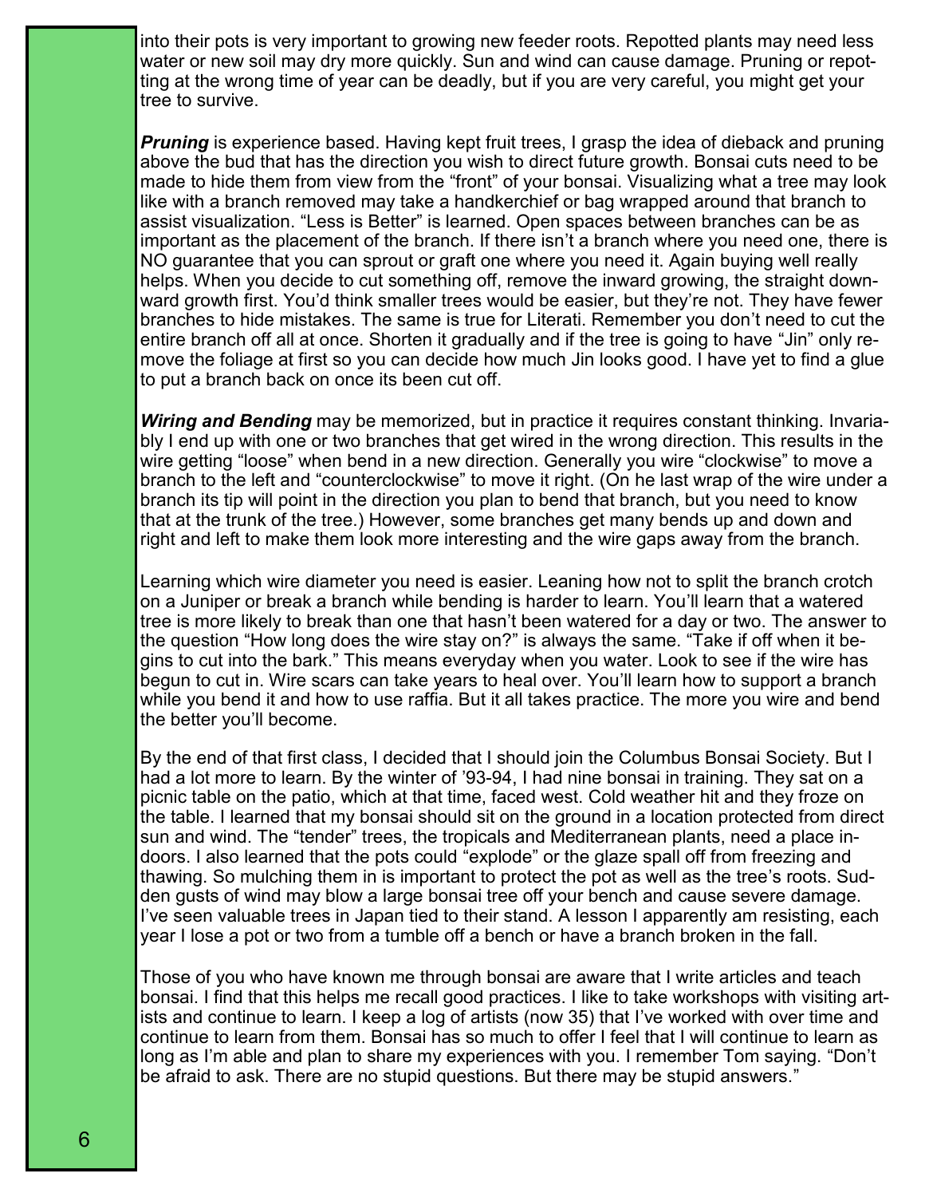into their pots is very important to growing new feeder roots. Repotted plants may need less water or new soil may dry more quickly. Sun and wind can cause damage. Pruning or repotting at the wrong time of year can be deadly, but if you are very careful, you might get your tree to survive.

***Pruning*** is experience based. Having kept fruit trees, I grasp the idea of dieback and pruning above the bud that has the direction you wish to direct future growth. Bonsai cuts need to be made to hide them from view from the "front" of your bonsai. Visualizing what a tree may look like with a branch removed may take a handkerchief or bag wrapped around that branch to assist visualization. "Less is Better" is learned. Open spaces between branches can be as important as the placement of the branch. If there isn't a branch where you need one, there is NO guarantee that you can sprout or graft one where you need it. Again buying well really helps. When you decide to cut something off, remove the inward growing, the straight downward growth first. You'd think smaller trees would be easier, but they're not. They have fewer branches to hide mistakes. The same is true for Literati. Remember you don't need to cut the entire branch off all at once. Shorten it gradually and if the tree is going to have "Jin" only remove the foliage at first so you can decide how much Jin looks good. I have yet to find a glue to put a branch back on once its been cut off.

***Wiring and Bending*** may be memorized, but in practice it requires constant thinking. Invariably I end up with one or two branches that get wired in the wrong direction. This results in the wire getting "loose" when bend in a new direction. Generally you wire "clockwise" to move a branch to the left and "counterclockwise" to move it right. (On he last wrap of the wire under a branch its tip will point in the direction you plan to bend that branch, but you need to know that at the trunk of the tree.) However, some branches get many bends up and down and right and left to make them look more interesting and the wire gaps away from the branch.

Learning which wire diameter you need is easier. Leaning how not to split the branch crotch on a Juniper or break a branch while bending is harder to learn. You'll learn that a watered tree is more likely to break than one that hasn't been watered for a day or two. The answer to the question "How long does the wire stay on?" is always the same. "Take if off when it begins to cut into the bark." This means everyday when you water. Look to see if the wire has begun to cut in. Wire scars can take years to heal over. You'll learn how to support a branch while you bend it and how to use raffia. But it all takes practice. The more you wire and bend the better you'll become.

By the end of that first class, I decided that I should join the Columbus Bonsai Society. But I had a lot more to learn. By the winter of '93-94, I had nine bonsai in training. They sat on a picnic table on the patio, which at that time, faced west. Cold weather hit and they froze on the table. I learned that my bonsai should sit on the ground in a location protected from direct sun and wind. The "tender" trees, the tropicals and Mediterranean plants, need a place indoors. I also learned that the pots could "explode" or the glaze spall off from freezing and thawing. So mulching them in is important to protect the pot as well as the tree's roots. Sudden gusts of wind may blow a large bonsai tree off your bench and cause severe damage. I've seen valuable trees in Japan tied to their stand. A lesson I apparently am resisting, each year I lose a pot or two from a tumble off a bench or have a branch broken in the fall.

Those of you who have known me through bonsai are aware that I write articles and teach bonsai. I find that this helps me recall good practices. I like to take workshops with visiting artists and continue to learn. I keep a log of artists (now 35) that I've worked with over time and continue to learn from them. Bonsai has so much to offer I feel that I will continue to learn as long as I'm able and plan to share my experiences with you. I remember Tom saying. "Don't be afraid to ask. There are no stupid questions. But there may be stupid answers."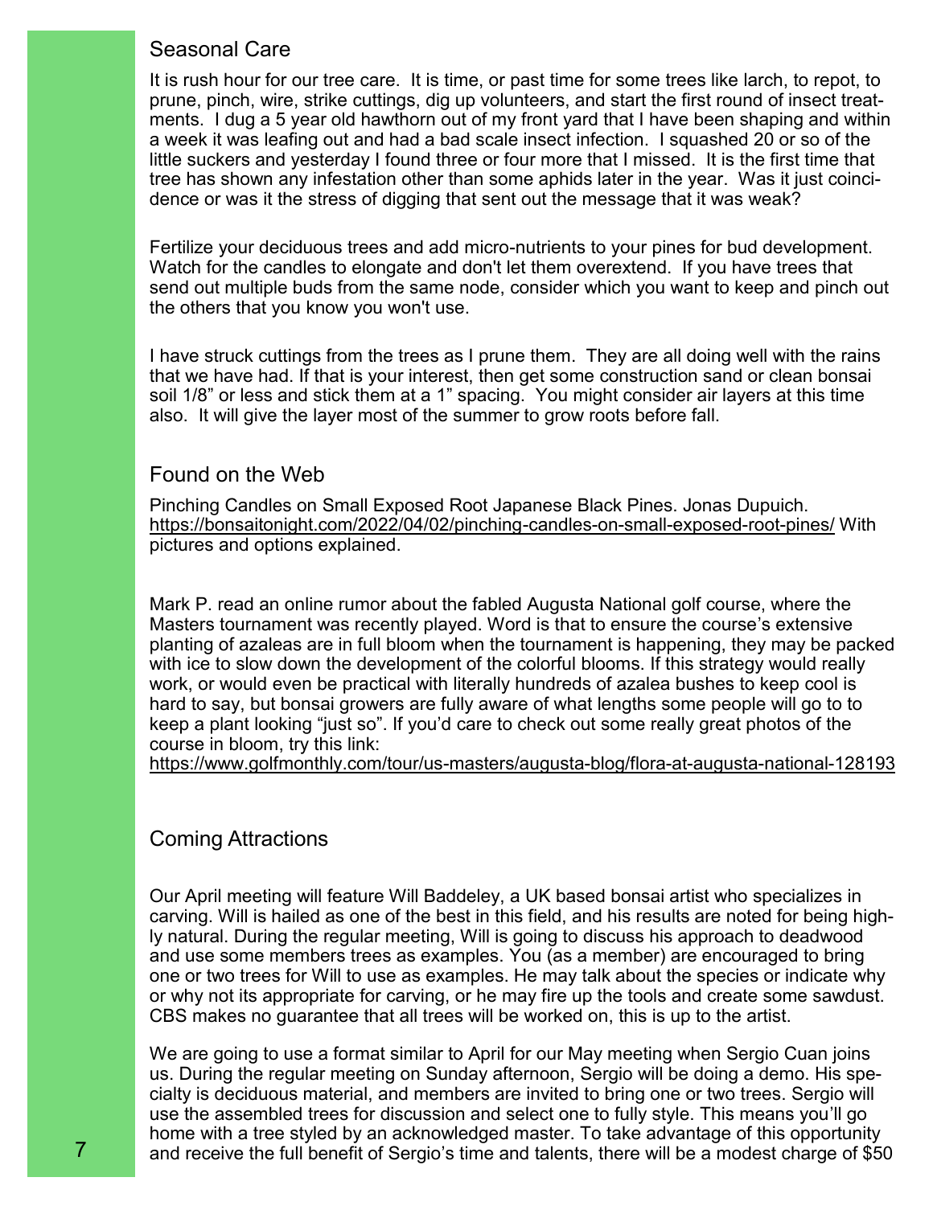## Seasonal Care

It is rush hour for our tree care. It is time, or past time for some trees like larch, to repot, to prune, pinch, wire, strike cuttings, dig up volunteers, and start the first round of insect treatments. I dug a 5 year old hawthorn out of my front yard that I have been shaping and within a week it was leafing out and had a bad scale insect infection. I squashed 20 or so of the little suckers and yesterday I found three or four more that I missed. It is the first time that tree has shown any infestation other than some aphids later in the year. Was it just coincidence or was it the stress of digging that sent out the message that it was weak?

Fertilize your deciduous trees and add micro-nutrients to your pines for bud development. Watch for the candles to elongate and don't let them overextend. If you have trees that send out multiple buds from the same node, consider which you want to keep and pinch out the others that you know you won't use.

I have struck cuttings from the trees as I prune them. They are all doing well with the rains that we have had. If that is your interest, then get some construction sand or clean bonsai soil 1/8" or less and stick them at a 1" spacing. You might consider air layers at this time also. It will give the layer most of the summer to grow roots before fall.

## Found on the Web

Pinching Candles on Small Exposed Root Japanese Black Pines. Jonas Dupuich. https://bonsaitonight.com/2022/04/02/pinching-candles-on-small-exposed-root-pines/ With pictures and options explained.

Mark P. read an online rumor about the fabled Augusta National golf course, where the Masters tournament was recently played. Word is that to ensure the course's extensive planting of azaleas are in full bloom when the tournament is happening, they may be packed with ice to slow down the development of the colorful blooms. If this strategy would really work, or would even be practical with literally hundreds of azalea bushes to keep cool is hard to say, but bonsai growers are fully aware of what lengths some people will go to to keep a plant looking "just so". If you'd care to check out some really great photos of the course in bloom, try this link:
https://www.golfmonthly.com/tour/us-masters/augusta-blog/flora-at-augusta-national-128193

## Coming Attractions

Our April meeting will feature Will Baddeley, a UK based bonsai artist who specializes in carving. Will is hailed as one of the best in this field, and his results are noted for being highly natural. During the regular meeting, Will is going to discuss his approach to deadwood and use some members trees as examples. You (as a member) are encouraged to bring one or two trees for Will to use as examples. He may talk about the species or indicate why or why not its appropriate for carving, or he may fire up the tools and create some sawdust. CBS makes no guarantee that all trees will be worked on, this is up to the artist.

We are going to use a format similar to April for our May meeting when Sergio Cuan joins us. During the regular meeting on Sunday afternoon, Sergio will be doing a demo. His specialty is deciduous material, and members are invited to bring one or two trees. Sergio will use the assembled trees for discussion and select one to fully style. This means you'll go home with a tree styled by an acknowledged master. To take advantage of this opportunity and receive the full benefit of Sergio's time and talents, there will be a modest charge of $50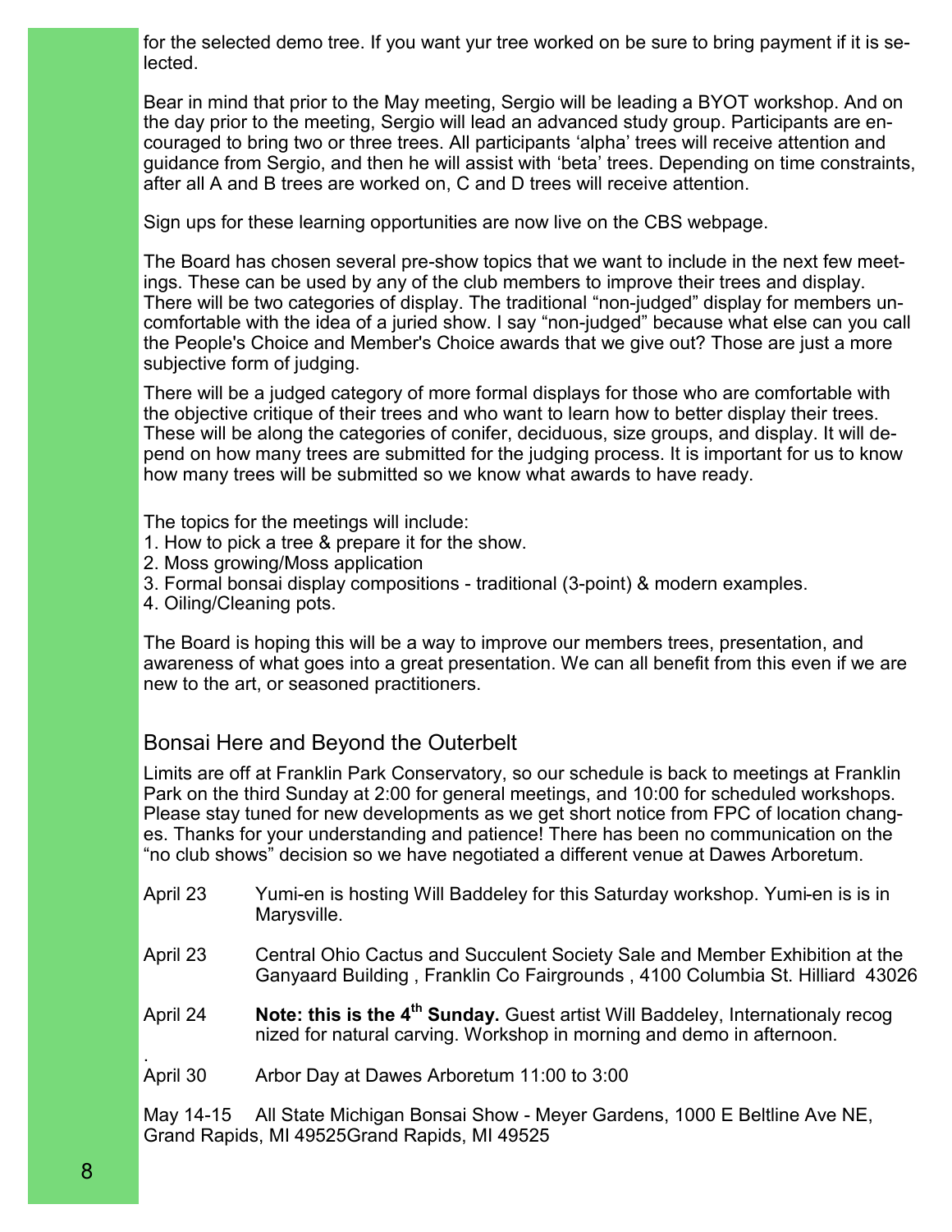for the selected demo tree. If you want yur tree worked on be sure to bring payment if it is selected.

Bear in mind that prior to the May meeting, Sergio will be leading a BYOT workshop. And on the day prior to the meeting, Sergio will lead an advanced study group. Participants are encouraged to bring two or three trees. All participants 'alpha' trees will receive attention and guidance from Sergio, and then he will assist with 'beta' trees. Depending on time constraints, after all A and B trees are worked on, C and D trees will receive attention.

Sign ups for these learning opportunities are now live on the CBS webpage.

The Board has chosen several pre-show topics that we want to include in the next few meetings. These can be used by any of the club members to improve their trees and display. There will be two categories of display. The traditional "non-judged" display for members uncomfortable with the idea of a juried show. I say "non-judged" because what else can you call the People's Choice and Member's Choice awards that we give out? Those are just a more subjective form of judging.

There will be a judged category of more formal displays for those who are comfortable with the objective critique of their trees and who want to learn how to better display their trees. These will be along the categories of conifer, deciduous, size groups, and display. It will depend on how many trees are submitted for the judging process. It is important for us to know how many trees will be submitted so we know what awards to have ready.

The topics for the meetings will include:

1. How to pick a tree & prepare it for the show.
2. Moss growing/Moss application
3. Formal bonsai display compositions - traditional (3-point) & modern examples.
4. Oiling/Cleaning pots.

The Board is hoping this will be a way to improve our members trees, presentation, and awareness of what goes into a great presentation. We can all benefit from this even if we are new to the art, or seasoned practitioners.

## Bonsai Here and Beyond the Outerbelt

Limits are off at Franklin Park Conservatory, so our schedule is back to meetings at Franklin Park on the third Sunday at 2:00 for general meetings, and 10:00 for scheduled workshops. Please stay tuned for new developments as we get short notice from FPC of location changes. Thanks for your understanding and patience! There has been no communication on the "no club shows" decision so we have negotiated a different venue at Dawes Arboretum.

April 23 — Yumi-en is hosting Will Baddeley for this Saturday workshop. Yumi-en is is in Marysville.

April 23 — Central Ohio Cactus and Succulent Society Sale and Member Exhibition at the Ganyaard Building , Franklin Co Fairgrounds , 4100 Columbia St. Hilliard 43026

April 24 — **Note: this is the 4th Sunday.** Guest artist Will Baddeley, Internationaly recognized for natural carving. Workshop in morning and demo in afternoon.

April 30 — Arbor Day at Dawes Arboretum 11:00 to 3:00

May 14-15 — All State Michigan Bonsai Show - Meyer Gardens, 1000 E Beltline Ave NE, Grand Rapids, MI 49525Grand Rapids, MI 49525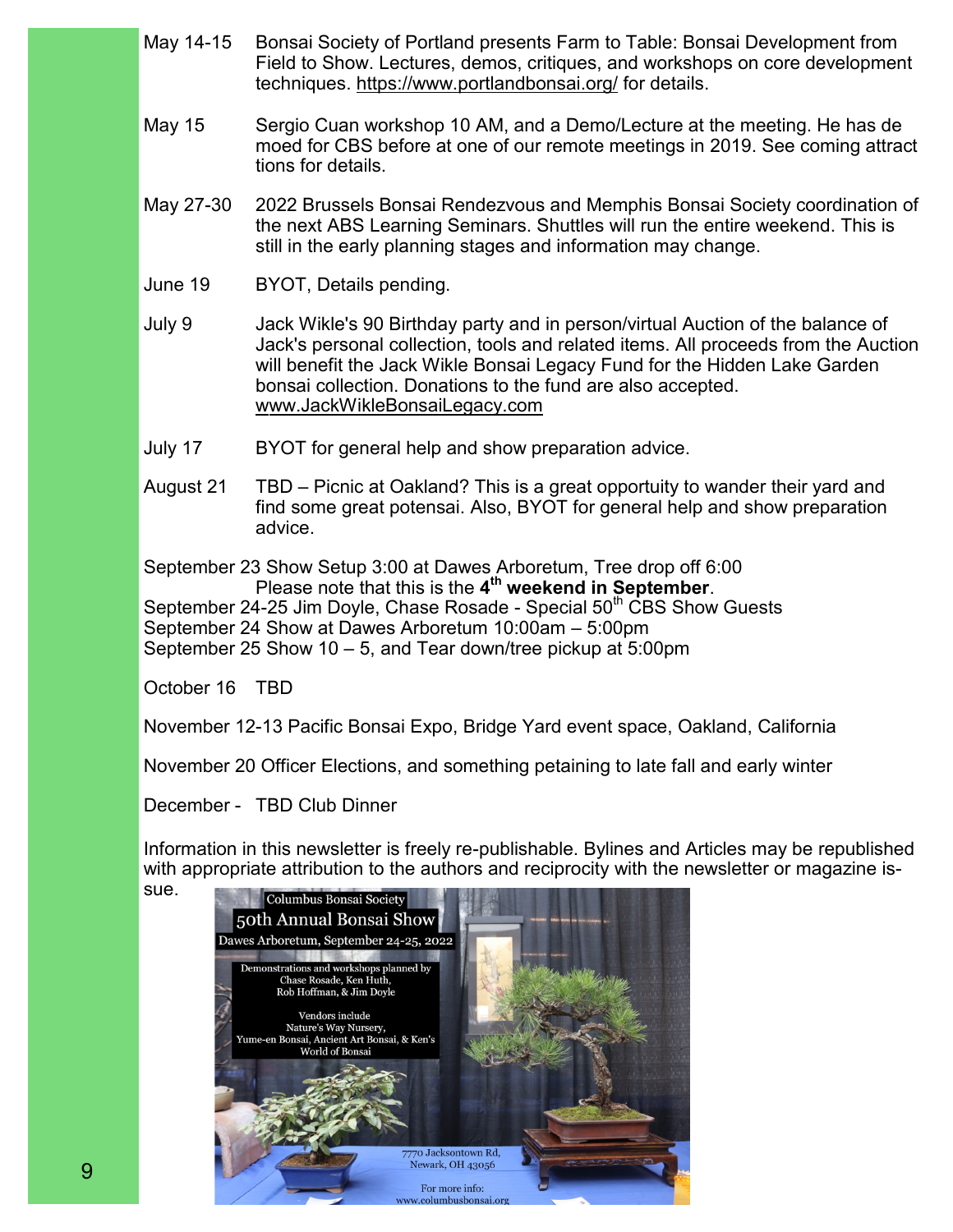May 14-15 Bonsai Society of Portland presents Farm to Table: Bonsai Development from Field to Show. Lectures, demos, critiques, and workshops on core development techniques. https://www.portlandbonsai.org/ for details.

May 15 Sergio Cuan workshop 10 AM, and a Demo/Lecture at the meeting. He has de moed for CBS before at one of our remote meetings in 2019. See coming attract tions for details.

May 27-30 2022 Brussels Bonsai Rendezvous and Memphis Bonsai Society coordination of the next ABS Learning Seminars. Shuttles will run the entire weekend. This is still in the early planning stages and information may change.

June 19 BYOT, Details pending.

July 9 Jack Wikle's 90 Birthday party and in person/virtual Auction of the balance of Jack's personal collection, tools and related items. All proceeds from the Auction will benefit the Jack Wikle Bonsai Legacy Fund for the Hidden Lake Garden bonsai collection. Donations to the fund are also accepted. www.JackWikleBonsaiLegacy.com

July 17 BYOT for general help and show preparation advice.

August 21 TBD – Picnic at Oakland? This is a great opportuity to wander their yard and find some great potensai. Also, BYOT for general help and show preparation advice.

September 23 Show Setup 3:00 at Dawes Arboretum, Tree drop off 6:00
Please note that this is the **4th weekend in September**.
September 24-25 Jim Doyle, Chase Rosade - Special 50th CBS Show Guests
September 24 Show at Dawes Arboretum 10:00am – 5:00pm
September 25 Show 10 – 5, and Tear down/tree pickup at 5:00pm

October 16 TBD

November 12-13 Pacific Bonsai Expo, Bridge Yard event space, Oakland, California

November 20 Officer Elections, and something petaining to late fall and early winter

December - TBD Club Dinner

Information in this newsletter is freely re-publishable. Bylines and Articles may be republished with appropriate attribution to the authors and reciprocity with the newsletter or magazine issue.

Columbus Bonsai Society
50th Annual Bonsai Show
Dawes Arboretum, September 24-25, 2022

Demonstrations and workshops planned by Chase Rosade, Ken Huth, Rob Hoffman, & Jim Doyle

Vendors include Nature's Way Nursery, Yume-en Bonsai, Ancient Art Bonsai, & Ken's World of Bonsai

7770 Jacksontown Rd, Newark, OH 43056

For more info: www.columbusbonsai.org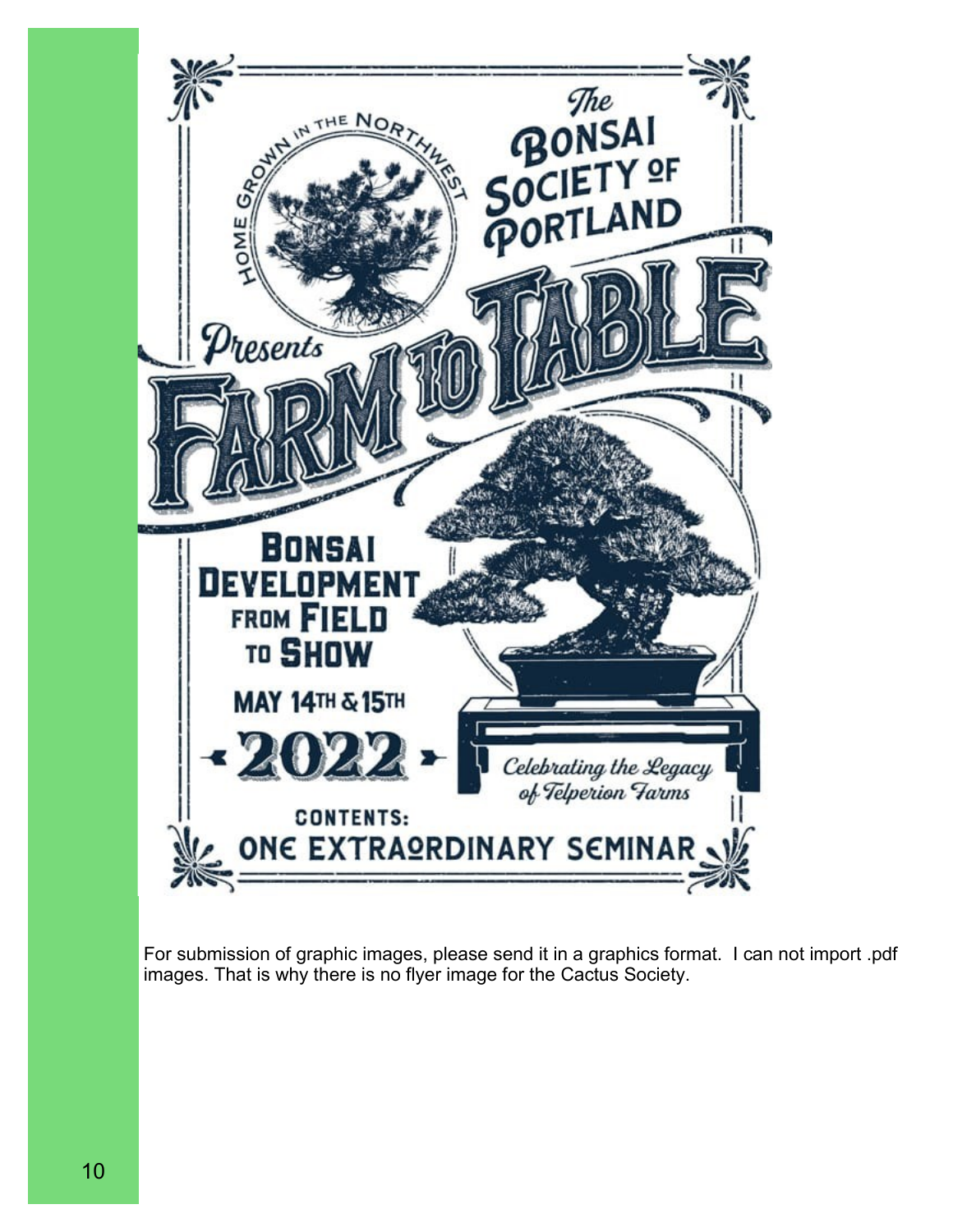The Bonsai Society of Portland

Home Grown in the Northwest

Presents

# Farm to Table

## Bonsai Development from Field to Show

May 14th & 15th

2022

*Celebrating the Legacy of Telperion Farms*

Contents: One Extraordinary Seminar

For submission of graphic images, please send it in a graphics format. I can not import .pdf images. That is why there is no flyer image for the Cactus Society.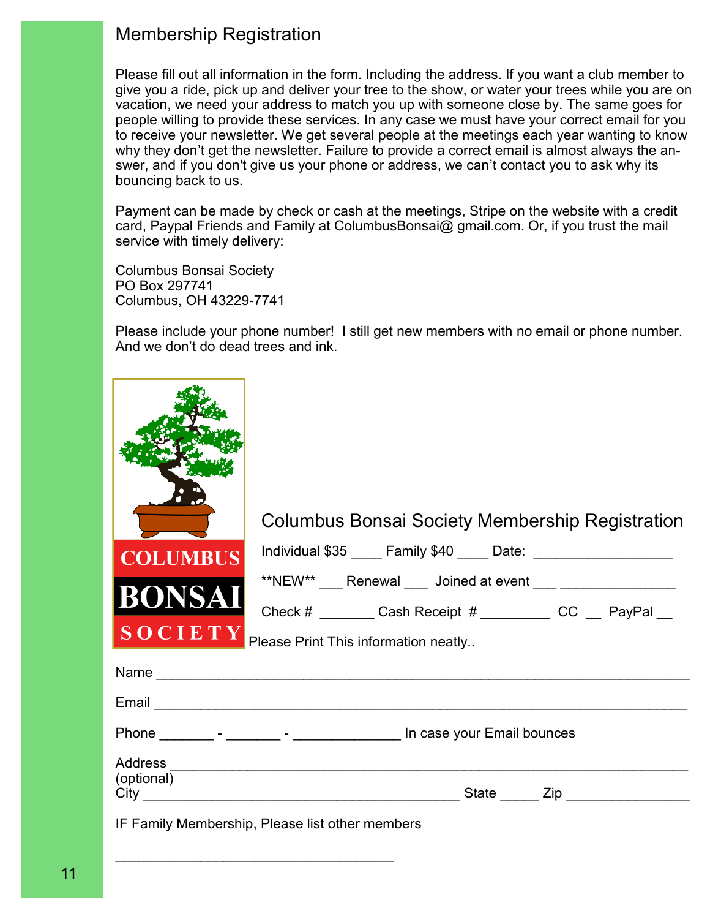# Membership Registration

Please fill out all information in the form. Including the address. If you want a club member to give you a ride, pick up and deliver your tree to the show, or water your trees while you are on vacation, we need your address to match you up with someone close by. The same goes for people willing to provide these services. In any case we must have your correct email for you to receive your newsletter. We get several people at the meetings each year wanting to know why they don't get the newsletter. Failure to provide a correct email is almost always the answer, and if you don't give us your phone or address, we can't contact you to ask why its bouncing back to us.

Payment can be made by check or cash at the meetings, Stripe on the website with a credit card, Paypal Friends and Family at ColumbusBonsai@ gmail.com. Or, if you trust the mail service with timely delivery:

Columbus Bonsai Society
PO Box 297741
Columbus, OH 43229-7741

Please include your phone number! I still get new members with no email or phone number. And we don't do dead trees and ink.

COLUMBUS BONSAI SOCIETY

## Columbus Bonsai Society Membership Registration

Individual $35 ____ Family $40 ____ Date: __________________

**NEW** ___ Renewal ___ Joined at event ___ _______________

Check # _______ Cash Receipt # _________ CC __ PayPal __

Please Print This information neatly..

Name ______________________________________________________________

Email ______________________________________________________________

Phone _______ - _______ - ______________ In case your Email bounces

Address ____________________________________________________________
(optional)
City ________________________________________ State _____ Zip _______________

IF Family Membership, Please list other members

___________________________________